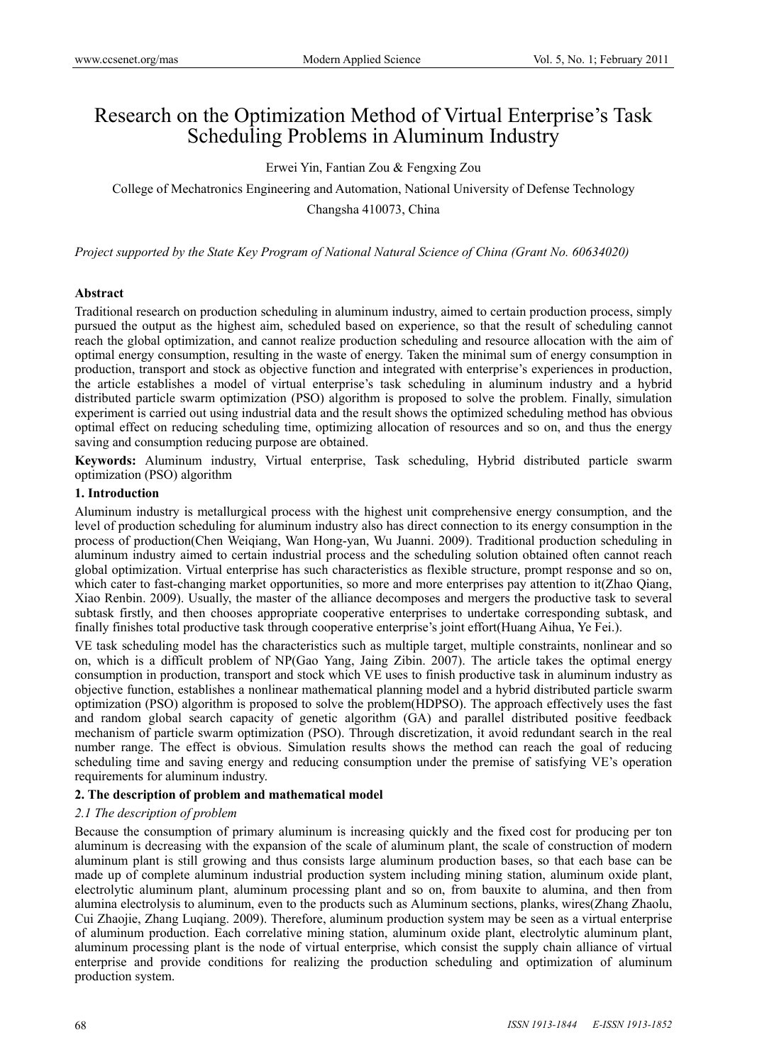# Research on the Optimization Method of Virtual Enterprise's Task Scheduling Problems in Aluminum Industry

Erwei Yin, Fantian Zou & Fengxing Zou

College of Mechatronics Engineering and Automation, National University of Defense Technology

Changsha 410073, China

*Project supported by the State Key Program of National Natural Science of China (Grant No. 60634020)*

**Abstract**

Traditional research on production scheduling in aluminum industry, aimed to certain production process, simply pursued the output as the highest aim, scheduled based on experience, so that the result of scheduling cannot reach the global optimization, and cannot realize production scheduling and resource allocation with the aim of optimal energy consumption, resulting in the waste of energy. Taken the minimal sum of energy consumption in production, transport and stock as objective function and integrated with enterprise's experiences in production, the article establishes a model of virtual enterprise's task scheduling in aluminum industry and a hybrid distributed particle swarm optimization (PSO) algorithm is proposed to solve the problem. Finally, simulation experiment is carried out using industrial data and the result shows the optimized scheduling method has obvious optimal effect on reducing scheduling time, optimizing allocation of resources and so on, and thus the energy saving and consumption reducing purpose are obtained.

**Keywords:** Aluminum industry, Virtual enterprise, Task scheduling, Hybrid distributed particle swarm optimization (PSO) algorithm

## 1. Introduction

Aluminum industry is metallurgical process with the highest unit comprehensive energy consumption, and the level of production scheduling for aluminum industry also has direct connection to its energy consumption in the process of production(Chen Weiqiang, Wan Hong-yan, Wu Juanni. 2009). Traditional production scheduling in aluminum industry aimed to certain industrial process and the scheduling solution obtained often cannot reach global optimization. Virtual enterprise has such characteristics as flexible structure, prompt response and so on, which cater to fast-changing market opportunities, so more and more enterprises pay attention to it(Zhao Qiang, Xiao Renbin. 2009). Usually, the master of the alliance decomposes and mergers the productive task to several subtask firstly, and then chooses appropriate cooperative enterprises to undertake corresponding subtask, and finally finishes total productive task through cooperative enterprise's joint effort(Huang Aihua, Ye Fei.).

VE task scheduling model has the characteristics such as multiple target, multiple constraints, nonlinear and so on, which is a difficult problem of NP(Gao Yang, Jaing Zibin. 2007). The article takes the optimal energy consumption in production, transport and stock which VE uses to finish productive task in aluminum industry as objective function, establishes a nonlinear mathematical planning model and a hybrid distributed particle swarm optimization (PSO) algorithm is proposed to solve the problem(HDPSO). The approach effectively uses the fast and random global search capacity of genetic algorithm (GA) and parallel distributed positive feedback mechanism of particle swarm optimization (PSO). Through discretization, it avoid redundant search in the real number range. The effect is obvious. Simulation results shows the method can reach the goal of reducing scheduling time and saving energy and reducing consumption under the premise of satisfying VE's operation requirements for aluminum industry.

## 2. The description of problem and mathematical model

### 2.1 The description of problem

Because the consumption of primary aluminum is increasing quickly and the fixed cost for producing per ton aluminum is decreasing with the expansion of the scale of aluminum plant, the scale of construction of modern aluminum plant is still growing and thus consists large aluminum production bases, so that each base can be made up of complete aluminum industrial production system including mining station, aluminum oxide plant, electrolytic aluminum plant, aluminum processing plant and so on, from bauxite to alumina, and then from alumina electrolysis to aluminum, even to the products such as Aluminum sections, planks, wires(Zhang Zhaolu, Cui Zhaojie, Zhang Luqiang. 2009). Therefore, aluminum production system may be seen as a virtual enterprise of aluminum production. Each correlative mining station, aluminum oxide plant, electrolytic aluminum plant, aluminum processing plant is the node of virtual enterprise, which consist the supply chain alliance of virtual enterprise and provide conditions for realizing the production scheduling and optimization of aluminum production system.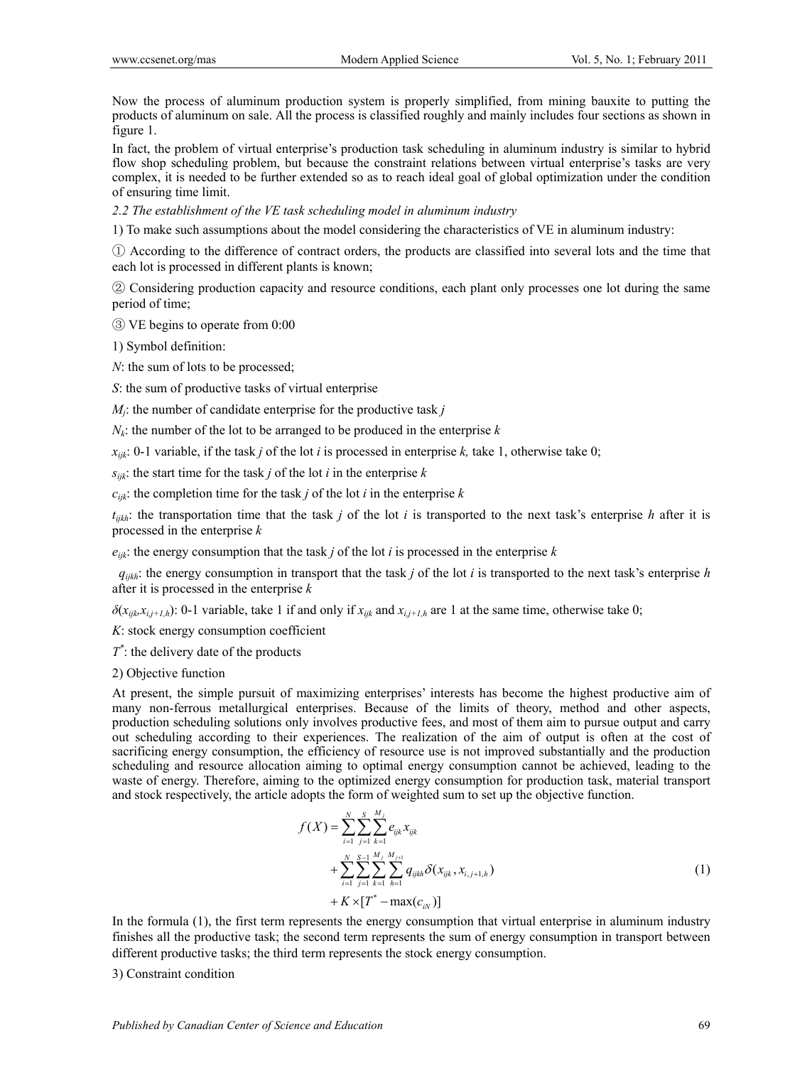Now the process of aluminum production system is properly simplified, from mining bauxite to putting the products of aluminum on sale. All the process is classified roughly and mainly includes four sections as shown in figure 1.

In fact, the problem of virtual enterprise's production task scheduling in aluminum industry is similar to hybrid flow shop scheduling problem, but because the constraint relations between virtual enterprise's tasks are very complex, it is needed to be further extended so as to reach ideal goal of global optimization under the condition of ensuring time limit.

*2.2 The establishment of the VE task scheduling model in aluminum industry*

1) To make such assumptions about the model considering the characteristics of VE in aluminum industry:

① According to the difference of contract orders, the products are classified into several lots and the time that each lot is processed in different plants is known;

② Considering production capacity and resource conditions, each plant only processes one lot during the same period of time;

③ VE begins to operate from 0:00

1) Symbol definition:

$N$: the sum of lots to be processed;

$S$: the sum of productive tasks of virtual enterprise

$M_j$: the number of candidate enterprise for the productive task $j$

$N_k$: the number of the lot to be arranged to be produced in the enterprise $k$

$x_{ijk}$: 0-1 variable, if the task $j$ of the lot $i$ is processed in enterprise $k$, take 1, otherwise take 0;

$s_{ijk}$: the start time for the task $j$ of the lot $i$ in the enterprise $k$

$c_{ijk}$: the completion time for the task $j$ of the lot $i$ in the enterprise $k$

$t_{ijkh}$: the transportation time that the task $j$ of the lot $i$ is transported to the next task's enterprise $h$ after it is processed in the enterprise $k$

$e_{ijk}$: the energy consumption that the task $j$ of the lot $i$ is processed in the enterprise $k$

$q_{ijkh}$: the energy consumption in transport that the task $j$ of the lot $i$ is transported to the next task's enterprise $h$ after it is processed in the enterprise $k$

$\delta(x_{ijk}, x_{i,j+1,h})$: 0-1 variable, take 1 if and only if $x_{ijk}$ and $x_{i,j+1,h}$ are 1 at the same time, otherwise take 0;

$K$: stock energy consumption coefficient

$T^*$: the delivery date of the products

2) Objective function

At present, the simple pursuit of maximizing enterprises' interests has become the highest productive aim of many non-ferrous metallurgical enterprises. Because of the limits of theory, method and other aspects, production scheduling solutions only involves productive fees, and most of them aim to pursue output and carry out scheduling according to their experiences. The realization of the aim of output is often at the cost of sacrificing energy consumption, the efficiency of resource use is not improved substantially and the production scheduling and resource allocation aiming to optimal energy consumption cannot be achieved, leading to the waste of energy. Therefore, aiming to the optimized energy consumption for production task, material transport and stock respectively, the article adopts the form of weighted sum to set up the objective function.

$$
\begin{aligned}
f(X) = & \sum_{i=1}^{N}\sum_{j=1}^{S}\sum_{k=1}^{M_j} e_{ijk} x_{ijk} \\
& + \sum_{i=1}^{N}\sum_{j=1}^{S-1}\sum_{k=1}^{M_j}\sum_{h=1}^{M_{j+1}} q_{ijkh}\delta(x_{ijk}, x_{i,j+1,h}) \\
& + K \times [T^* - \max(c_{iN})]
\end{aligned}
\tag{1}
$$

In the formula (1), the first term represents the energy consumption that virtual enterprise in aluminum industry finishes all the productive task; the second term represents the sum of energy consumption in transport between different productive tasks; the third term represents the stock energy consumption.

3) Constraint condition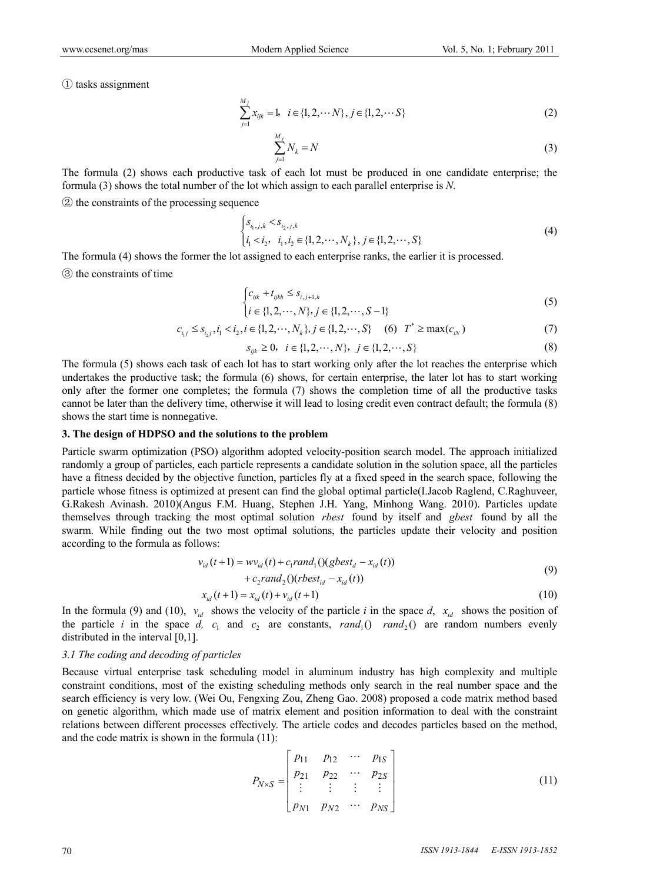① tasks assignment

$$\sum_{j=1}^{M_j} x_{ijk} = 1, \quad i \in \{1, 2, \cdots N\}, j \in \{1, 2, \cdots S\} \tag{2}$$

$$\sum_{j=1}^{M_j} N_k = N \tag{3}$$

The formula (2) shows each productive task of each lot must be produced in one candidate enterprise; the formula (3) shows the total number of the lot which assign to each parallel enterprise is *N*.

② the constraints of the processing sequence

$$\begin{cases} s_{i_1,j,k} < s_{i_2,j,k} \\ i_1 < i_2, \quad i_1, i_2 \in \{1, 2, \cdots, N_k\}, j \in \{1, 2, \cdots, S\} \end{cases} \tag{4}$$

The formula (4) shows the former the lot assigned to each enterprise ranks, the earlier it is processed.

③ the constraints of time

$$\begin{cases} c_{ijk} + t_{ijkh} \le s_{i,j+1,h} \\ i \in \{1, 2, \cdots, N\}, j \in \{1, 2, \cdots, S-1\} \end{cases} \tag{5}$$

$$c_{i_1 j} \le s_{i_2 j}, i_1 < i_2, i \in \{1, 2, \cdots, N_k\}, j \in \{1, 2, \cdots, S\} \quad (6) \quad T^* \ge \max(c_{iN}) \tag{7}$$

$$s_{ijk} \ge 0, \quad i \in \{1, 2, \cdots, N\}, \quad j \in \{1, 2, \cdots, S\} \tag{8}$$

The formula (5) shows each task of each lot has to start working only after the lot reaches the enterprise which undertakes the productive task; the formula (6) shows, for certain enterprise, the later lot has to start working only after the former one completes; the formula (7) shows the completion time of all the productive tasks cannot be later than the delivery time, otherwise it will lead to losing credit even contract default; the formula (8) shows the start time is nonnegative.

## 3. The design of HDPSO and the solutions to the problem

Particle swarm optimization (PSO) algorithm adopted velocity-position search model. The approach initialized randomly a group of particles, each particle represents a candidate solution in the solution space, all the particles have a fitness decided by the objective function, particles fly at a fixed speed in the search space, following the particle whose fitness is optimized at present can find the global optimal particle(I.Jacob Raglend, C.Raghuveer, G.Rakesh Avinash. 2010)(Angus F.M. Huang, Stephen J.H. Yang, Minhong Wang. 2010). Particles update themselves through tracking the most optimal solution *rbest* found by itself and *gbest* found by all the swarm. While finding out the two most optimal solutions, the particles update their velocity and position according to the formula as follows:

$$\begin{aligned} v_{id}(t+1) = {} & w v_{id}(t) + c_1 rand_1()(gbest_d - x_{id}(t)) \\ & + c_2 rand_2()(rbest_{id} - x_{id}(t)) \end{aligned} \tag{9}$$

$$x_{id}(t+1) = x_{id}(t) + v_{id}(t+1) \tag{10}$$

In the formula (9) and (10), $v_{id}$ shows the velocity of the particle *i* in the space *d*, $x_{id}$ shows the position of the particle *i* in the space *d*, $c_1$ and $c_2$ are constants, $rand_1()$ $rand_2()$ are random numbers evenly distributed in the interval [0,1].

### 3.1 The coding and decoding of particles

Because virtual enterprise task scheduling model in aluminum industry has high complexity and multiple constraint conditions, most of the existing scheduling methods only search in the real number space and the search efficiency is very low. (Wei Ou, Fengxing Zou, Zheng Gao. 2008) proposed a code matrix method based on genetic algorithm, which made use of matrix element and position information to deal with the constraint relations between different processes effectively. The article codes and decodes particles based on the method, and the code matrix is shown in the formula (11):

$$P_{N \times S} = \begin{bmatrix} p_{11} & p_{12} & \cdots & p_{1S} \\ p_{21} & p_{22} & \cdots & p_{2S} \\ \vdots & \vdots & \vdots & \vdots \\ p_{N1} & p_{N2} & \cdots & p_{NS} \end{bmatrix} \tag{11}$$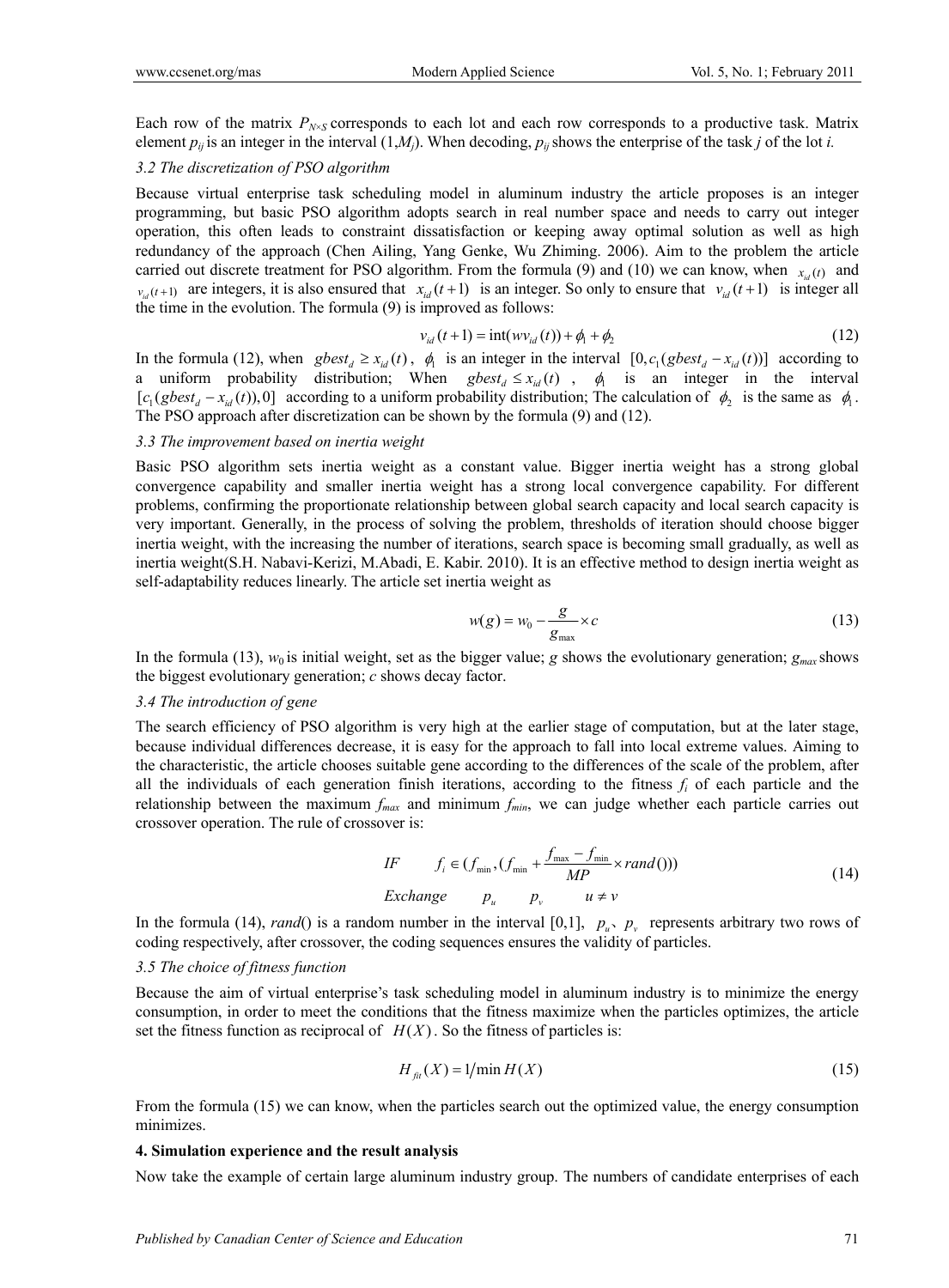Each row of the matrix $P_{N\times S}$ corresponds to each lot and each row corresponds to a productive task. Matrix element $p_{ij}$ is an integer in the interval $(1,M_j)$. When decoding, $p_{ij}$ shows the enterprise of the task *j* of the lot *i.*

### 3.2 The discretization of PSO algorithm

Because virtual enterprise task scheduling model in aluminum industry the article proposes is an integer programming, but basic PSO algorithm adopts search in real number space and needs to carry out integer operation, this often leads to constraint dissatisfaction or keeping away optimal solution as well as high redundancy of the approach (Chen Ailing, Yang Genke, Wu Zhiming. 2006). Aim to the problem the article carried out discrete treatment for PSO algorithm. From the formula (9) and (10) we can know, when $x_{id}(t)$ and $v_{id}(t+1)$ are integers, it is also ensured that $x_{id}(t+1)$ is an integer. So only to ensure that $v_{id}(t+1)$ is integer all the time in the evolution. The formula (9) is improved as follows:

$$v_{id}(t+1) = \text{int}(wv_{id}(t)) + \phi_1 + \phi_2 \tag{12}$$

In the formula (12), when $gbest_d \geq x_{id}(t)$, $\phi_1$ is an integer in the interval $[0, c_1(gbest_d - x_{id}(t))]$ according to a uniform probability distribution; When $gbest_d \leq x_{id}(t)$, $\phi_1$ is an integer in the interval $[c_1(gbest_d - x_{id}(t)), 0]$ according to a uniform probability distribution; The calculation of $\phi_2$ is the same as $\phi_1$. The PSO approach after discretization can be shown by the formula (9) and (12).

### 3.3 The improvement based on inertia weight

Basic PSO algorithm sets inertia weight as a constant value. Bigger inertia weight has a strong global convergence capability and smaller inertia weight has a strong local convergence capability. For different problems, confirming the proportionate relationship between global search capacity and local search capacity is very important. Generally, in the process of solving the problem, thresholds of iteration should choose bigger inertia weight, with the increasing the number of iterations, search space is becoming small gradually, as well as inertia weight(S.H. Nabavi-Kerizi, M.Abadi, E. Kabir. 2010). It is an effective method to design inertia weight as self-adaptability reduces linearly. The article set inertia weight as

$$w(g) = w_0 - \frac{g}{g_{\max}} \times c \tag{13}$$

In the formula (13), $w_0$ is initial weight, set as the bigger value; *g* shows the evolutionary generation; $g_{max}$ shows the biggest evolutionary generation; *c* shows decay factor.

### 3.4 The introduction of gene

The search efficiency of PSO algorithm is very high at the earlier stage of computation, but at the later stage, because individual differences decrease, it is easy for the approach to fall into local extreme values. Aiming to the characteristic, the article chooses suitable gene according to the differences of the scale of the problem, after all the individuals of each generation finish iterations, according to the fitness $f_i$ of each particle and the relationship between the maximum $f_{max}$ and minimum $f_{min}$, we can judge whether each particle carries out crossover operation. The rule of crossover is:

$$\begin{aligned} &IF \qquad f_i \in \left(f_{\min}, \left(f_{\min} + \frac{f_{\max} - f_{\min}}{MP} \times rand()\right)\right) \\ &Exchange \qquad p_u \qquad p_v \qquad u \neq v \end{aligned} \tag{14}$$

In the formula (14), *rand*() is a random number in the interval [0,1], $p_u$、$p_v$ represents arbitrary two rows of coding respectively, after crossover, the coding sequences ensures the validity of particles.

### 3.5 The choice of fitness function

Because the aim of virtual enterprise's task scheduling model in aluminum industry is to minimize the energy consumption, in order to meet the conditions that the fitness maximize when the particles optimizes, the article set the fitness function as reciprocal of $H(X)$. So the fitness of particles is:

$$H_{fit}(X) = 1/\min H(X) \tag{15}$$

From the formula (15) we can know, when the particles search out the optimized value, the energy consumption minimizes.

## 4. Simulation experience and the result analysis

Now take the example of certain large aluminum industry group. The numbers of candidate enterprises of each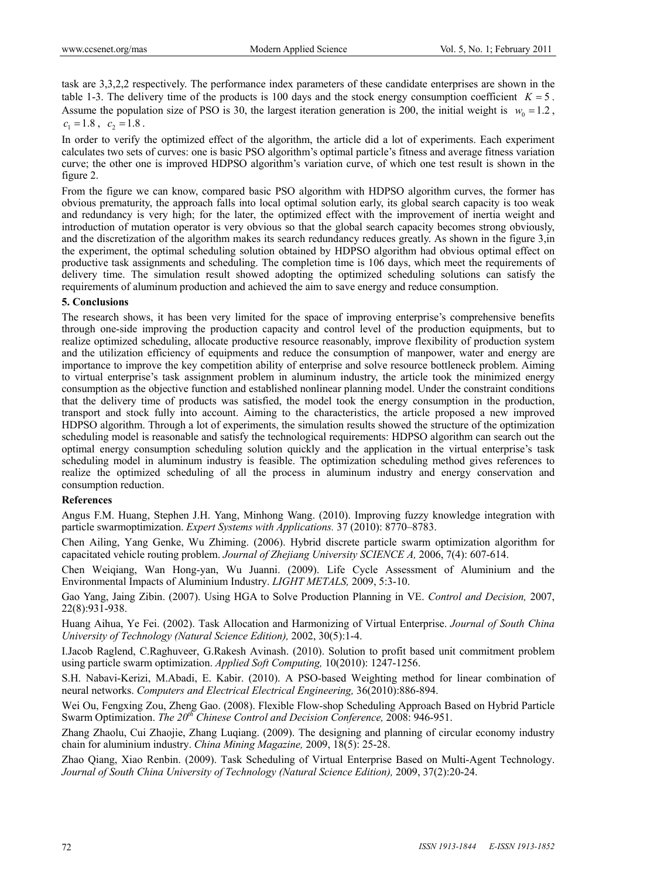task are 3,3,2,2 respectively. The performance index parameters of these candidate enterprises are shown in the table 1-3. The delivery time of the products is 100 days and the stock energy consumption coefficient $K = 5$. Assume the population size of PSO is 30, the largest iteration generation is 200, the initial weight is $w_0 = 1.2$, $c_1 = 1.8$, $c_2 = 1.8$.

In order to verify the optimized effect of the algorithm, the article did a lot of experiments. Each experiment calculates two sets of curves: one is basic PSO algorithm's optimal particle's fitness and average fitness variation curve; the other one is improved HDPSO algorithm's variation curve, of which one test result is shown in the figure 2.

From the figure we can know, compared basic PSO algorithm with HDPSO algorithm curves, the former has obvious prematurity, the approach falls into local optimal solution early, its global search capacity is too weak and redundancy is very high; for the later, the optimized effect with the improvement of inertia weight and introduction of mutation operator is very obvious so that the global search capacity becomes strong obviously, and the discretization of the algorithm makes its search redundancy reduces greatly. As shown in the figure 3,in the experiment, the optimal scheduling solution obtained by HDPSO algorithm had obvious optimal effect on productive task assignments and scheduling. The completion time is 106 days, which meet the requirements of delivery time. The simulation result showed adopting the optimized scheduling solutions can satisfy the requirements of aluminum production and achieved the aim to save energy and reduce consumption.

## 5. Conclusions

The research shows, it has been very limited for the space of improving enterprise's comprehensive benefits through one-side improving the production capacity and control level of the production equipments, but to realize optimized scheduling, allocate productive resource reasonably, improve flexibility of production system and the utilization efficiency of equipments and reduce the consumption of manpower, water and energy are importance to improve the key competition ability of enterprise and solve resource bottleneck problem. Aiming to virtual enterprise's task assignment problem in aluminum industry, the article took the minimized energy consumption as the objective function and established nonlinear planning model. Under the constraint conditions that the delivery time of products was satisfied, the model took the energy consumption in the production, transport and stock fully into account. Aiming to the characteristics, the article proposed a new improved HDPSO algorithm. Through a lot of experiments, the simulation results showed the structure of the optimization scheduling model is reasonable and satisfy the technological requirements: HDPSO algorithm can search out the optimal energy consumption scheduling solution quickly and the application in the virtual enterprise's task scheduling model in aluminum industry is feasible. The optimization scheduling method gives references to realize the optimized scheduling of all the process in aluminum industry and energy conservation and consumption reduction.

## References

Angus F.M. Huang, Stephen J.H. Yang, Minhong Wang. (2010). Improving fuzzy knowledge integration with particle swarmoptimization. *Expert Systems with Applications.* 37 (2010): 8770–8783.

Chen Ailing, Yang Genke, Wu Zhiming. (2006). Hybrid discrete particle swarm optimization algorithm for capacitated vehicle routing problem. *Journal of Zhejiang University SCIENCE A,* 2006, 7(4): 607-614.

Chen Weiqiang, Wan Hong-yan, Wu Juanni. (2009). Life Cycle Assessment of Aluminium and the Environmental Impacts of Aluminium Industry. *LIGHT METALS,* 2009, 5:3-10.

Gao Yang, Jaing Zibin. (2007). Using HGA to Solve Production Planning in VE. *Control and Decision,* 2007, 22(8):931-938.

Huang Aihua, Ye Fei. (2002). Task Allocation and Harmonizing of Virtual Enterprise. *Journal of South China University of Technology (Natural Science Edition),* 2002, 30(5):1-4.

I.Jacob Raglend, C.Raghuveer, G.Rakesh Avinash. (2010). Solution to profit based unit commitment problem using particle swarm optimization. *Applied Soft Computing,* 10(2010): 1247-1256.

S.H. Nabavi-Kerizi, M.Abadi, E. Kabir. (2010). A PSO-based Weighting method for linear combination of neural networks. *Computers and Electrical Electrical Engineering,* 36(2010):886-894.

Wei Ou, Fengxing Zou, Zheng Gao. (2008). Flexible Flow-shop Scheduling Approach Based on Hybrid Particle Swarm Optimization. *The 20th Chinese Control and Decision Conference,* 2008: 946-951.

Zhang Zhaolu, Cui Zhaojie, Zhang Luqiang. (2009). The designing and planning of circular economy industry chain for aluminium industry. *China Mining Magazine,* 2009, 18(5): 25-28.

Zhao Qiang, Xiao Renbin. (2009). Task Scheduling of Virtual Enterprise Based on Multi-Agent Technology. *Journal of South China University of Technology (Natural Science Edition),* 2009, 37(2):20-24.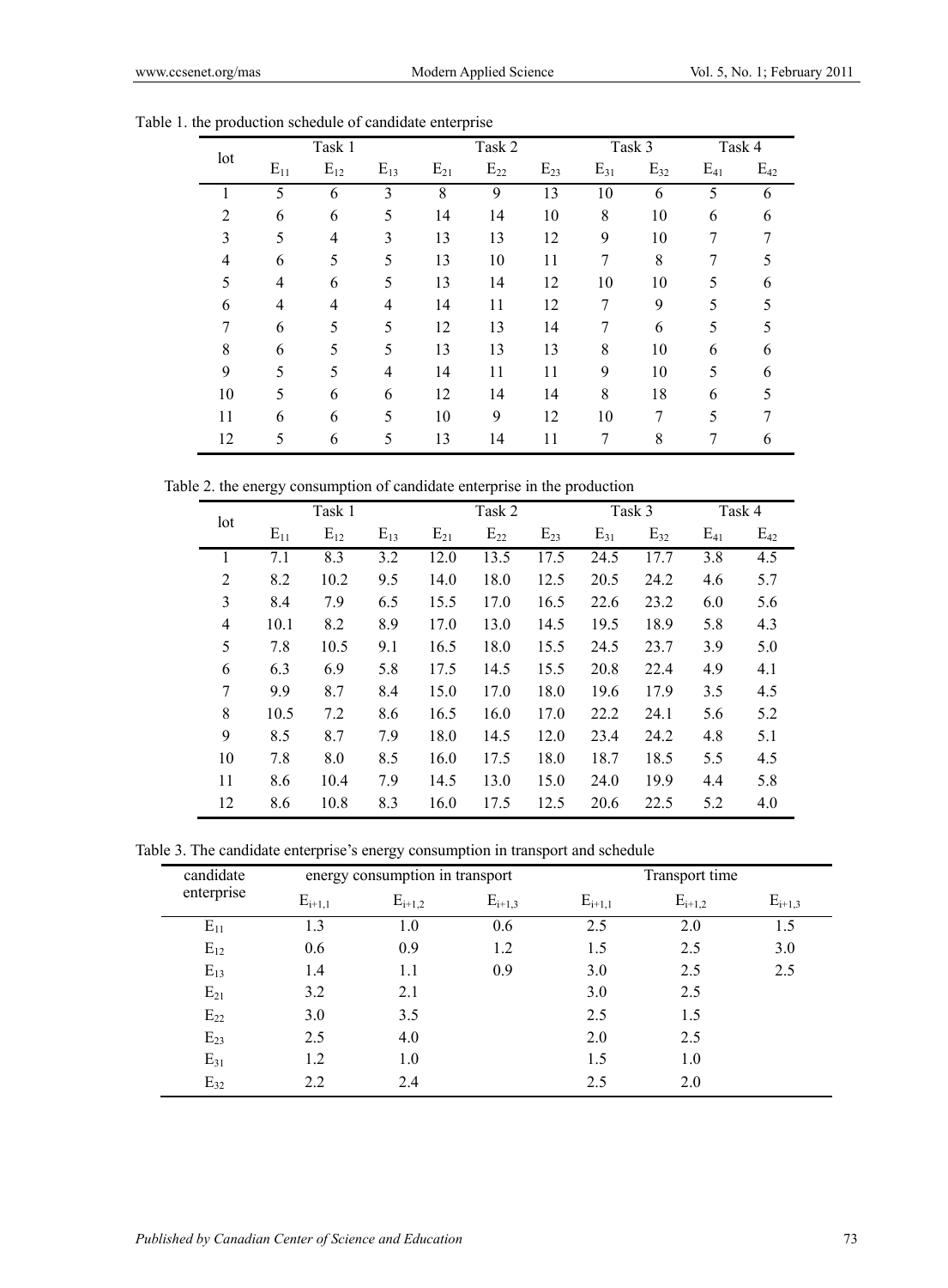Table 1. the production schedule of candidate enterprise

| lot | Task 1 | | | Task 2 | | | Task 3 | | Task 4 | |
|---|---|---|---|---|---|---|---|---|---|---|
| | $E_{11}$ | $E_{12}$ | $E_{13}$ | $E_{21}$ | $E_{22}$ | $E_{23}$ | $E_{31}$ | $E_{32}$ | $E_{41}$ | $E_{42}$ |
| 1 | 5 | 6 | 3 | 8 | 9 | 13 | 10 | 6 | 5 | 6 |
| 2 | 6 | 6 | 5 | 14 | 14 | 10 | 8 | 10 | 6 | 6 |
| 3 | 5 | 4 | 3 | 13 | 13 | 12 | 9 | 10 | 7 | 7 |
| 4 | 6 | 5 | 5 | 13 | 10 | 11 | 7 | 8 | 7 | 5 |
| 5 | 4 | 6 | 5 | 13 | 14 | 12 | 10 | 10 | 5 | 6 |
| 6 | 4 | 4 | 4 | 14 | 11 | 12 | 7 | 9 | 5 | 5 |
| 7 | 6 | 5 | 5 | 12 | 13 | 14 | 7 | 6 | 5 | 5 |
| 8 | 6 | 5 | 5 | 13 | 13 | 13 | 8 | 10 | 6 | 6 |
| 9 | 5 | 5 | 4 | 14 | 11 | 11 | 9 | 10 | 5 | 6 |
| 10 | 5 | 6 | 6 | 12 | 14 | 14 | 8 | 18 | 6 | 5 |
| 11 | 6 | 6 | 5 | 10 | 9 | 12 | 10 | 7 | 5 | 7 |
| 12 | 5 | 6 | 5 | 13 | 14 | 11 | 7 | 8 | 7 | 6 |

Table 2. the energy consumption of candidate enterprise in the production

| lot | Task 1 | | | Task 2 | | | Task 3 | | Task 4 | |
|---|---|---|---|---|---|---|---|---|---|---|
| | $E_{11}$ | $E_{12}$ | $E_{13}$ | $E_{21}$ | $E_{22}$ | $E_{23}$ | $E_{31}$ | $E_{32}$ | $E_{41}$ | $E_{42}$ |
| 1 | 7.1 | 8.3 | 3.2 | 12.0 | 13.5 | 17.5 | 24.5 | 17.7 | 3.8 | 4.5 |
| 2 | 8.2 | 10.2 | 9.5 | 14.0 | 18.0 | 12.5 | 20.5 | 24.2 | 4.6 | 5.7 |
| 3 | 8.4 | 7.9 | 6.5 | 15.5 | 17.0 | 16.5 | 22.6 | 23.2 | 6.0 | 5.6 |
| 4 | 10.1 | 8.2 | 8.9 | 17.0 | 13.0 | 14.5 | 19.5 | 18.9 | 5.8 | 4.3 |
| 5 | 7.8 | 10.5 | 9.1 | 16.5 | 18.0 | 15.5 | 24.5 | 23.7 | 3.9 | 5.0 |
| 6 | 6.3 | 6.9 | 5.8 | 17.5 | 14.5 | 15.5 | 20.8 | 22.4 | 4.9 | 4.1 |
| 7 | 9.9 | 8.7 | 8.4 | 15.0 | 17.0 | 18.0 | 19.6 | 17.9 | 3.5 | 4.5 |
| 8 | 10.5 | 7.2 | 8.6 | 16.5 | 16.0 | 17.0 | 22.2 | 24.1 | 5.6 | 5.2 |
| 9 | 8.5 | 8.7 | 7.9 | 18.0 | 14.5 | 12.0 | 23.4 | 24.2 | 4.8 | 5.1 |
| 10 | 7.8 | 8.0 | 8.5 | 16.0 | 17.5 | 18.0 | 18.7 | 18.5 | 5.5 | 4.5 |
| 11 | 8.6 | 10.4 | 7.9 | 14.5 | 13.0 | 15.0 | 24.0 | 19.9 | 4.4 | 5.8 |
| 12 | 8.6 | 10.8 | 8.3 | 16.0 | 17.5 | 12.5 | 20.6 | 22.5 | 5.2 | 4.0 |

Table 3. The candidate enterprise's energy consumption in transport and schedule

| candidate enterprise | energy consumption in transport | | | Transport time | | |
|---|---|---|---|---|---|---|
| | $E_{i+1,1}$ | $E_{i+1,2}$ | $E_{i+1,3}$ | $E_{i+1,1}$ | $E_{i+1,2}$ | $E_{i+1,3}$ |
| $E_{11}$ | 1.3 | 1.0 | 0.6 | 2.5 | 2.0 | 1.5 |
| $E_{12}$ | 0.6 | 0.9 | 1.2 | 1.5 | 2.5 | 3.0 |
| $E_{13}$ | 1.4 | 1.1 | 0.9 | 3.0 | 2.5 | 2.5 |
| $E_{21}$ | 3.2 | 2.1 | | 3.0 | 2.5 | |
| $E_{22}$ | 3.0 | 3.5 | | 2.5 | 1.5 | |
| $E_{23}$ | 2.5 | 4.0 | | 2.0 | 2.5 | |
| $E_{31}$ | 1.2 | 1.0 | | 1.5 | 1.0 | |
| $E_{32}$ | 2.2 | 2.4 | | 2.5 | 2.0 | |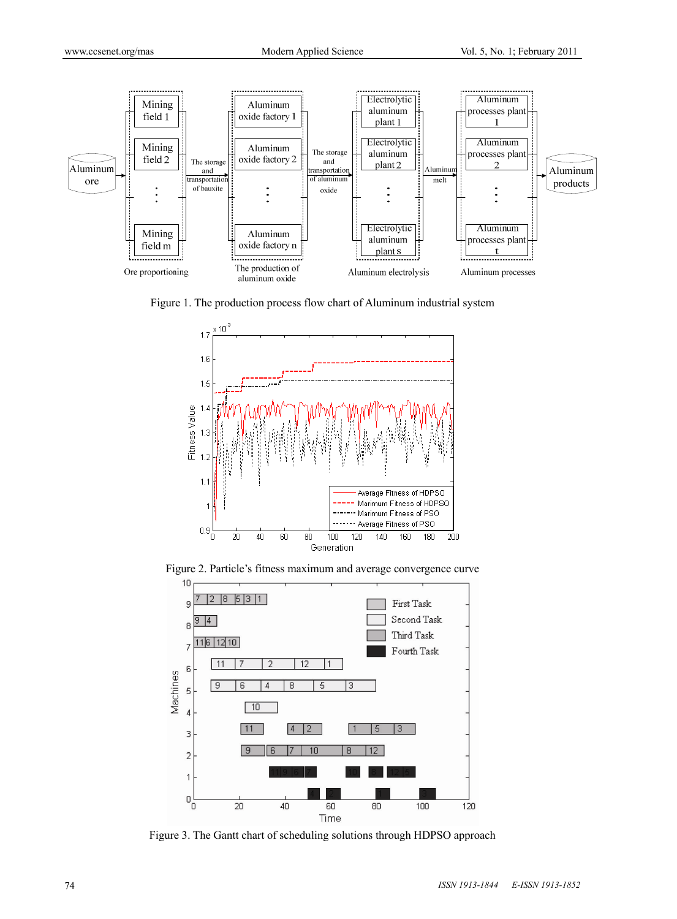Mining field 1
Mining field 2
Mining field m
Aluminum ore
The storage and transportation of bauxite
Aluminum oxide factory 1
Aluminum oxide factory 2
Aluminum oxide factory n
The storage and transportation of aluminum oxide
Electrolytic aluminum plant 1
Electrolytic aluminum plant 2
Electrolytic aluminum plant s
Aluminum melt
Aluminum processes plant 1
Aluminum processes plant 2
Aluminum processes plant t
Aluminum products
Ore proportioning
The production of aluminum oxide
Aluminum electrolysis
Aluminum processes

Figure 1. The production process flow chart of Aluminum industrial system

x $10^3$
Fitness Value
Generation
Average Fitness of HDPSO
Marimum Fitness of HDPSO
Marimum Fitness of PSO
Average Fitness of PSO

Figure 2. Particle's fitness maximum and average convergence curve

Machines
Time
First Task
Second Task
Third Task
Fourth Task

Figure 3. The Gantt chart of scheduling solutions through HDPSO approach